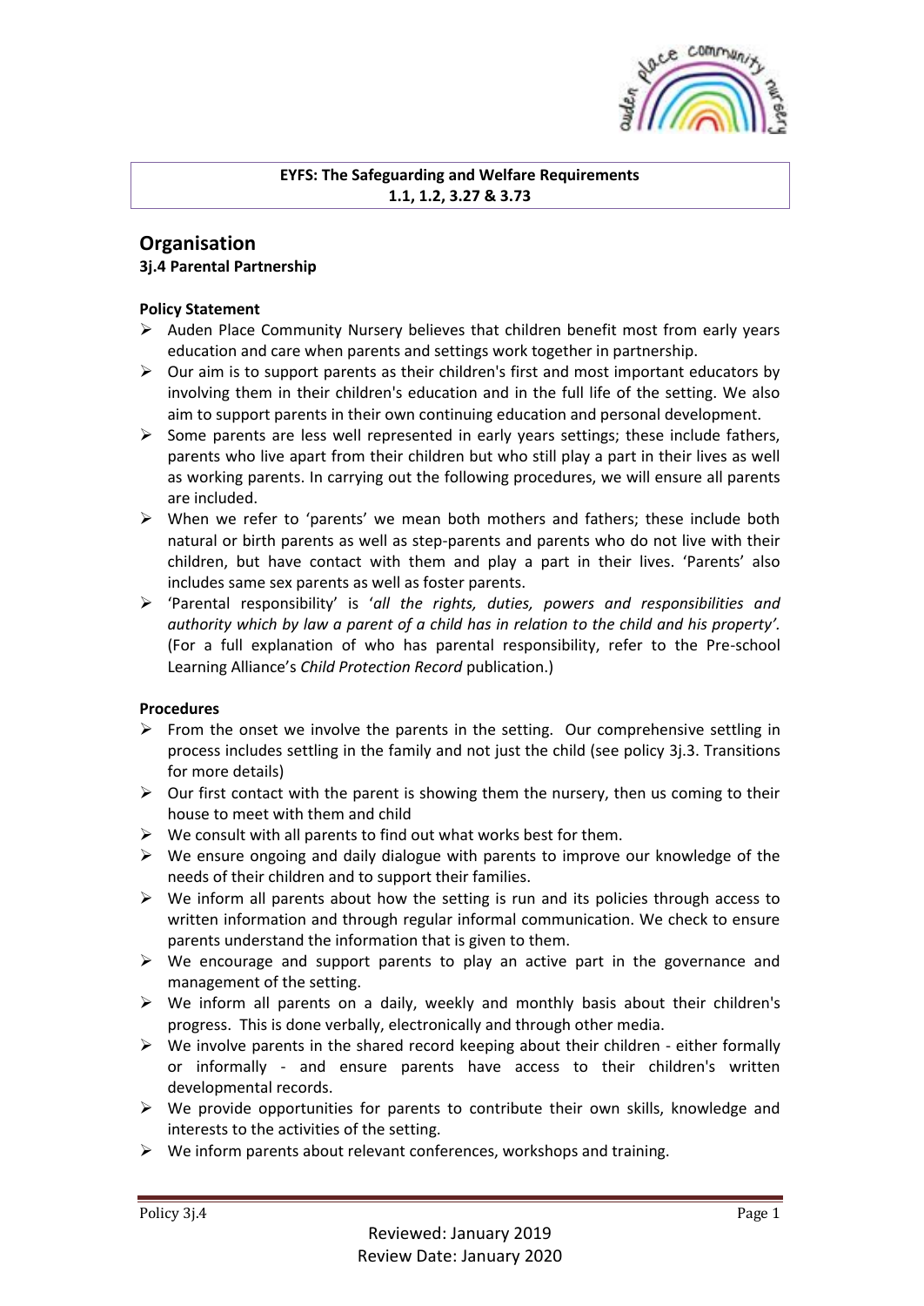**EYFS: The Safeguarding and Welfare Requirements**
**1.1, 1.2, 3.27 & 3.73**

## Organisation

### 3j.4 Parental Partnership

**Policy Statement**

- Auden Place Community Nursery believes that children benefit most from early years education and care when parents and settings work together in partnership.
- Our aim is to support parents as their children's first and most important educators by involving them in their children's education and in the full life of the setting. We also aim to support parents in their own continuing education and personal development.
- Some parents are less well represented in early years settings; these include fathers, parents who live apart from their children but who still play a part in their lives as well as working parents. In carrying out the following procedures, we will ensure all parents are included.
- When we refer to 'parents' we mean both mothers and fathers; these include both natural or birth parents as well as step-parents and parents who do not live with their children, but have contact with them and play a part in their lives. 'Parents' also includes same sex parents as well as foster parents.
- 'Parental responsibility' is '*all the rights, duties, powers and responsibilities and authority which by law a parent of a child has in relation to the child and his property'.* (For a full explanation of who has parental responsibility, refer to the Pre-school Learning Alliance's *Child Protection Record* publication.)

**Procedures**

- From the onset we involve the parents in the setting. Our comprehensive settling in process includes settling in the family and not just the child (see policy 3j.3. Transitions for more details)
- Our first contact with the parent is showing them the nursery, then us coming to their house to meet with them and child
- We consult with all parents to find out what works best for them.
- We ensure ongoing and daily dialogue with parents to improve our knowledge of the needs of their children and to support their families.
- We inform all parents about how the setting is run and its policies through access to written information and through regular informal communication. We check to ensure parents understand the information that is given to them.
- We encourage and support parents to play an active part in the governance and management of the setting.
- We inform all parents on a daily, weekly and monthly basis about their children's progress. This is done verbally, electronically and through other media.
- We involve parents in the shared record keeping about their children - either formally or informally - and ensure parents have access to their children's written developmental records.
- We provide opportunities for parents to contribute their own skills, knowledge and interests to the activities of the setting.
- We inform parents about relevant conferences, workshops and training.

Reviewed: January 2019
Review Date: January 2020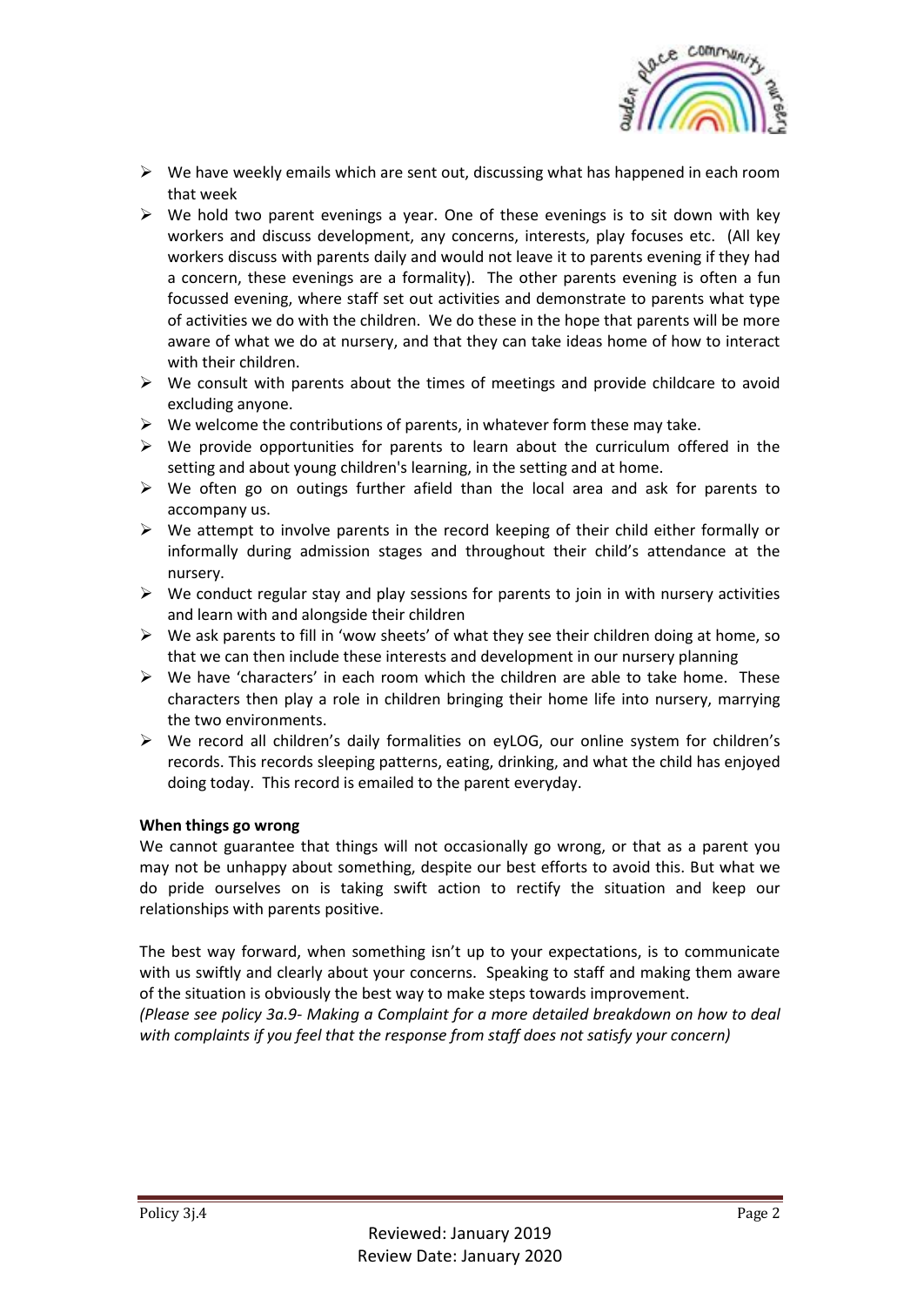- We have weekly emails which are sent out, discussing what has happened in each room that week
- We hold two parent evenings a year. One of these evenings is to sit down with key workers and discuss development, any concerns, interests, play focuses etc. (All key workers discuss with parents daily and would not leave it to parents evening if they had a concern, these evenings are a formality). The other parents evening is often a fun focussed evening, where staff set out activities and demonstrate to parents what type of activities we do with the children. We do these in the hope that parents will be more aware of what we do at nursery, and that they can take ideas home of how to interact with their children.
- We consult with parents about the times of meetings and provide childcare to avoid excluding anyone.
- We welcome the contributions of parents, in whatever form these may take.
- We provide opportunities for parents to learn about the curriculum offered in the setting and about young children's learning, in the setting and at home.
- We often go on outings further afield than the local area and ask for parents to accompany us.
- We attempt to involve parents in the record keeping of their child either formally or informally during admission stages and throughout their child's attendance at the nursery.
- We conduct regular stay and play sessions for parents to join in with nursery activities and learn with and alongside their children
- We ask parents to fill in 'wow sheets' of what they see their children doing at home, so that we can then include these interests and development in our nursery planning
- We have 'characters' in each room which the children are able to take home. These characters then play a role in children bringing their home life into nursery, marrying the two environments.
- We record all children's daily formalities on eyLOG, our online system for children's records. This records sleeping patterns, eating, drinking, and what the child has enjoyed doing today. This record is emailed to the parent everyday.

**When things go wrong**

We cannot guarantee that things will not occasionally go wrong, or that as a parent you may not be unhappy about something, despite our best efforts to avoid this. But what we do pride ourselves on is taking swift action to rectify the situation and keep our relationships with parents positive.

The best way forward, when something isn't up to your expectations, is to communicate with us swiftly and clearly about your concerns. Speaking to staff and making them aware of the situation is obviously the best way to make steps towards improvement.
*(Please see policy 3a.9- Making a Complaint for a more detailed breakdown on how to deal with complaints if you feel that the response from staff does not satisfy your concern)*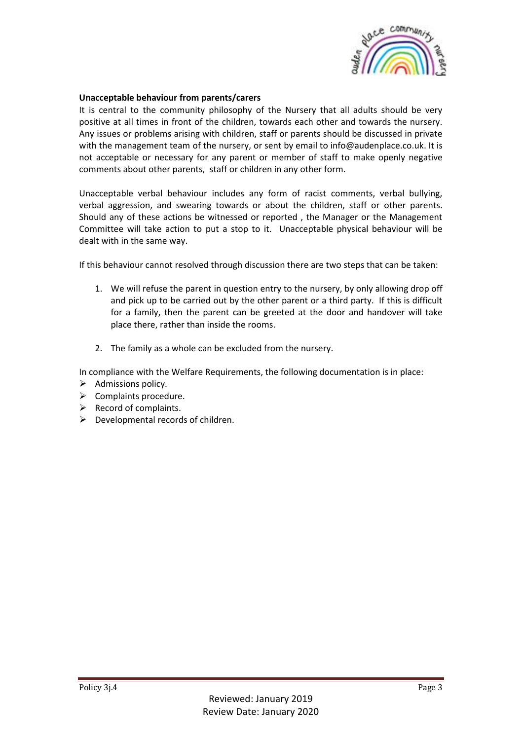**Unacceptable behaviour from parents/carers**

It is central to the community philosophy of the Nursery that all adults should be very positive at all times in front of the children, towards each other and towards the nursery. Any issues or problems arising with children, staff or parents should be discussed in private with the management team of the nursery, or sent by email to info@audenplace.co.uk. It is not acceptable or necessary for any parent or member of staff to make openly negative comments about other parents, staff or children in any other form.

Unacceptable verbal behaviour includes any form of racist comments, verbal bullying, verbal aggression, and swearing towards or about the children, staff or other parents. Should any of these actions be witnessed or reported , the Manager or the Management Committee will take action to put a stop to it. Unacceptable physical behaviour will be dealt with in the same way.

If this behaviour cannot resolved through discussion there are two steps that can be taken:

1. We will refuse the parent in question entry to the nursery, by only allowing drop off and pick up to be carried out by the other parent or a third party. If this is difficult for a family, then the parent can be greeted at the door and handover will take place there, rather than inside the rooms.

2. The family as a whole can be excluded from the nursery.

In compliance with the Welfare Requirements, the following documentation is in place:

- Admissions policy.
- Complaints procedure.
- Record of complaints.
- Developmental records of children.

Reviewed: January 2019
Review Date: January 2020